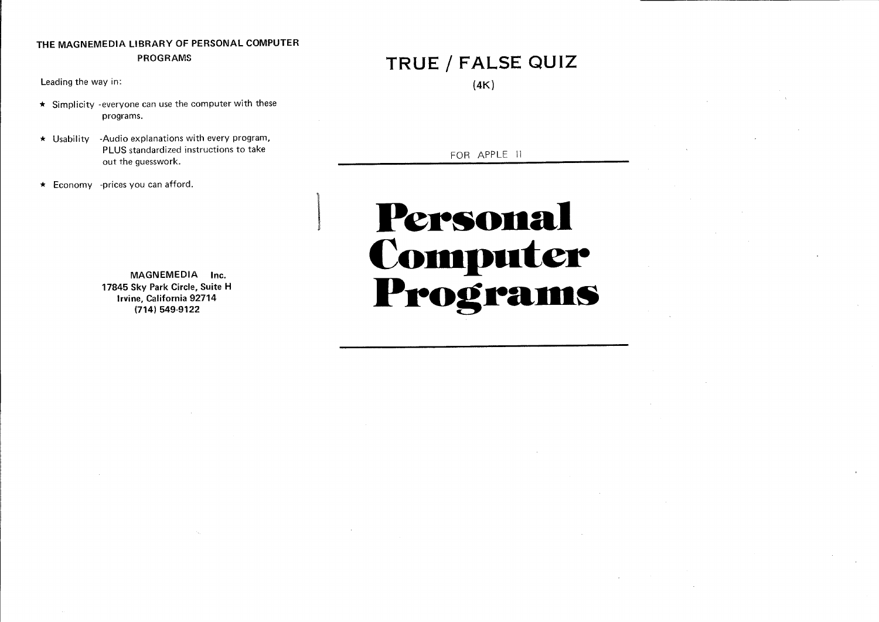**THE MAGNEMEDIA LIBRARY OF PERSONAL COMPUTER PROGRAMS**

Leading the way in:

- ★ Simplicity -everyone can use the computer with these programs.
- ★ Usability -Audio explanations with every program, PLUS standardized instructions to take out the guesswork.
- ★ Economy -prices you can afford.

**MAGNEMEDIA Inc.**
**17845 Sky Park Circle, Suite H**
**Irvine, California 92714**
**(714) 549-9122**

# TRUE / FALSE QUIZ

(4K)

FOR APPLE II

# Personal Computer Programs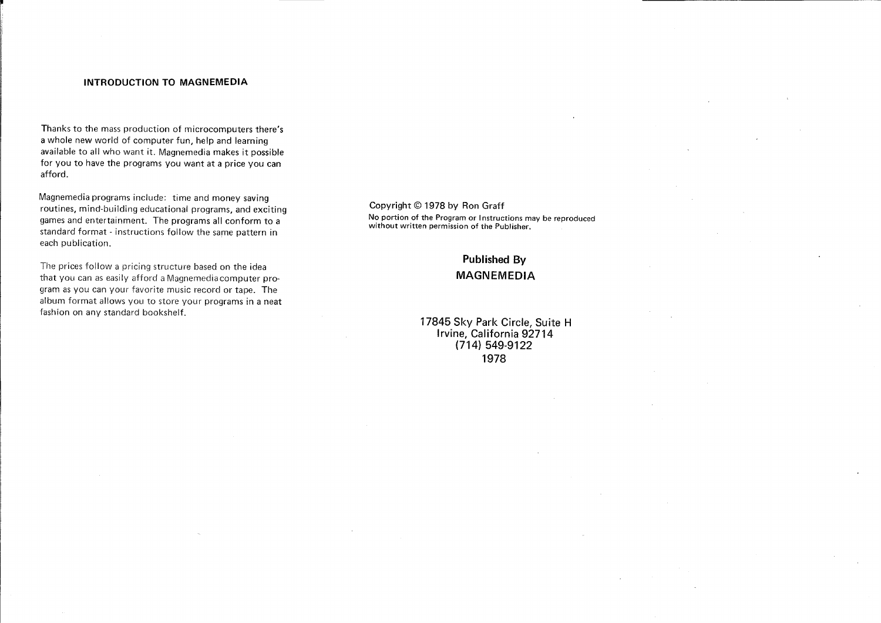## INTRODUCTION TO MAGNEMEDIA

Thanks to the mass production of microcomputers there's a whole new world of computer fun, help and learning available to all who want it. Magnemedia makes it possible for you to have the programs you want at a price you can afford.

Magnemedia programs include: time and money saving routines, mind-building educational programs, and exciting games and entertainment. The programs all conform to a standard format - instructions follow the same pattern in each publication.

The prices follow a pricing structure based on the idea that you can as easily afford a Magnemedia computer program as you can your favorite music record or tape. The album format allows you to store your programs in a neat fashion on any standard bookshelf.

Copyright © 1978 by Ron Graff

No portion of the Program or Instructions may be reproduced without written permission of the Publisher.

**Published By**

**MAGNEMEDIA**

17845 Sky Park Circle, Suite H
Irvine, California 92714
(714) 549-9122
1978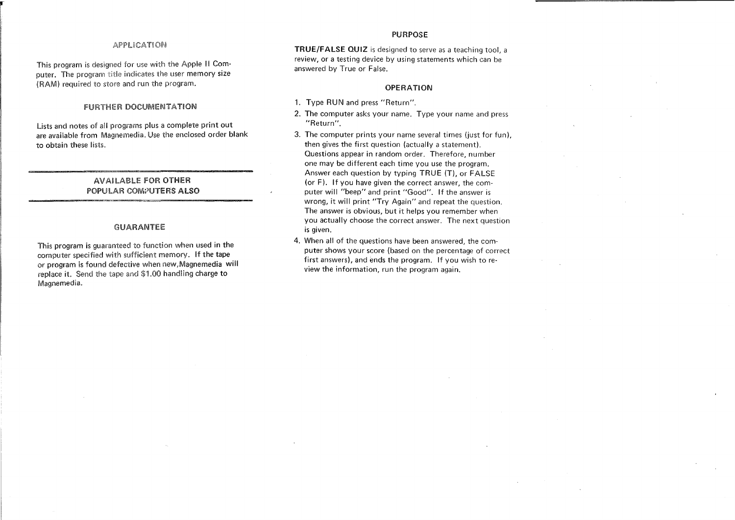## APPLICATION

This program is designed for use with the Apple II Computer. The program title indicates the user memory size (RAM) required to store and run the program.

## FURTHER DOCUMENTATION

Lists and notes of all programs plus a complete print out are available from Magnemedia. Use the enclosed order blank to obtain these lists.

---

## AVAILABLE FOR OTHER POPULAR COMPUTERS ALSO

---

## GUARANTEE

This program is guaranteed to function when used in the computer specified with sufficient memory. If the tape or program is found defective when new,Magnemedia will replace it. Send the tape and $1.00 handling charge to Magnemedia.

## PURPOSE

**TRUE/FALSE QUIZ** is designed to serve as a teaching tool, a review, or a testing device by using statements which can be answered by True or False.

## OPERATION

1. Type RUN and press "Return".
2. The computer asks your name. Type your name and press "Return".
3. The computer prints your name several times (just for fun), then gives the first question (actually a statement). Questions appear in random order. Therefore, number one may be different each time you use the program. Answer each question by typing TRUE (T), or FALSE (or F). If you have given the correct answer, the computer will "beep" and print "Good". If the answer is wrong, it will print "Try Again" and repeat the question. The answer is obvious, but it helps you remember when you actually choose the correct answer. The next question is given.
4. When all of the questions have been answered, the computer shows your score (based on the percentage of correct first answers), and ends the program. If you wish to review the information, run the program again.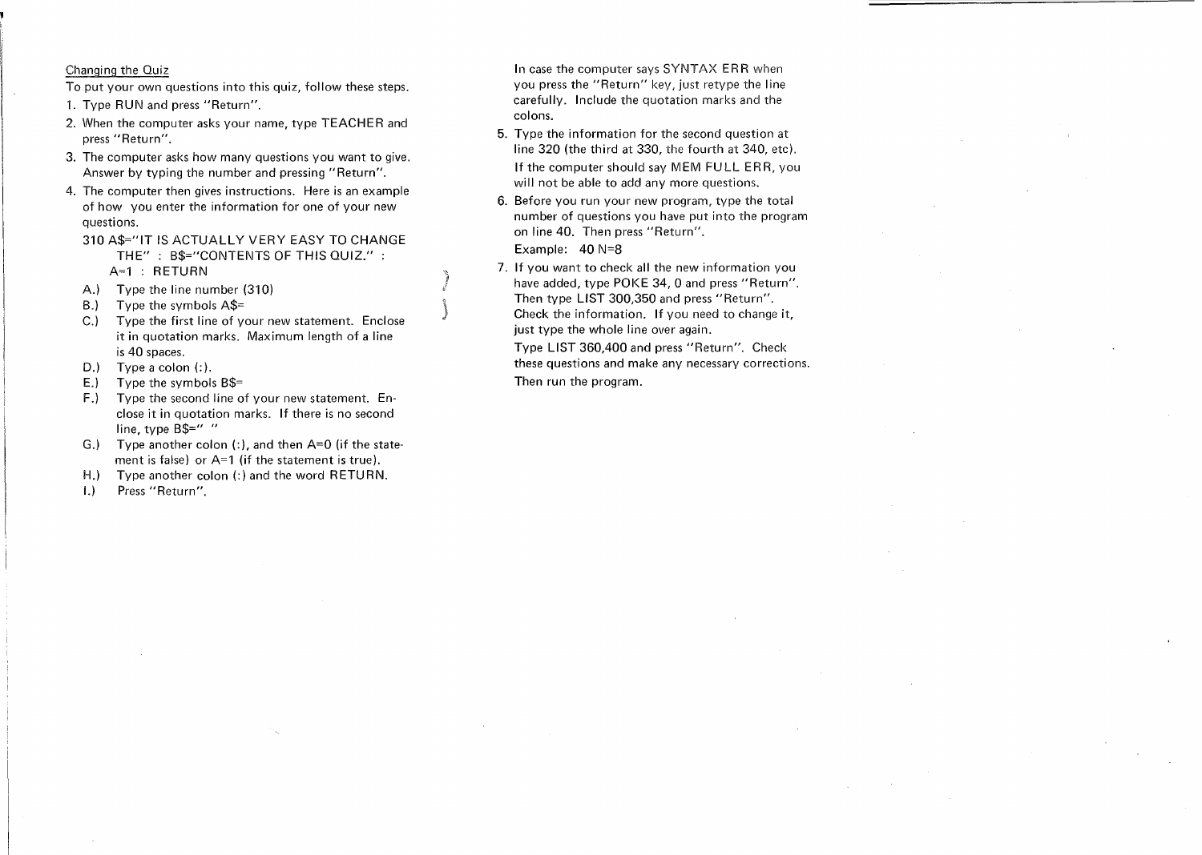Changing the Quiz

To put your own questions into this quiz, follow these steps.

1. Type RUN and press "Return".
2. When the computer asks your name, type TEACHER and press "Return".
3. The computer asks how many questions you want to give. Answer by typing the number and pressing "Return".
4. The computer then gives instructions. Here is an example of how you enter the information for one of your new questions.

   ```
   310 A$="IT IS ACTUALLY VERY EASY TO CHANGE
       THE" : B$="CONTENTS OF THIS QUIZ." :
       A=1 : RETURN
   ```

   A.) Type the line number (310)
   B.) Type the symbols A$=
   C.) Type the first line of your new statement. Enclose it in quotation marks. Maximum length of a line is 40 spaces.
   D.) Type a colon (:).
   E.) Type the symbols B$=
   F.) Type the second line of your new statement. Enclose it in quotation marks. If there is no second line, type B$=" "
   G.) Type another colon (:), and then A=0 (if the statement is false) or A=1 (if the statement is true).
   H.) Type another colon (:) and the word RETURN.
   I.) Press "Return".

   In case the computer says SYNTAX ERR when you press the "Return" key, just retype the line carefully. Include the quotation marks and the colons.
5. Type the information for the second question at line 320 (the third at 330, the fourth at 340, etc).

   If the computer should say MEM FULL ERR, you will not be able to add any more questions.
6. Before you run your new program, type the total number of questions you have put into the program on line 40. Then press "Return".

   Example: 40 N=8
7. If you want to check all the new information you have added, type POKE 34, 0 and press "Return". Then type LIST 300,350 and press "Return". Check the information. If you need to change it, just type the whole line over again.

   Type LIST 360,400 and press "Return". Check these questions and make any necessary corrections.

   Then run the program.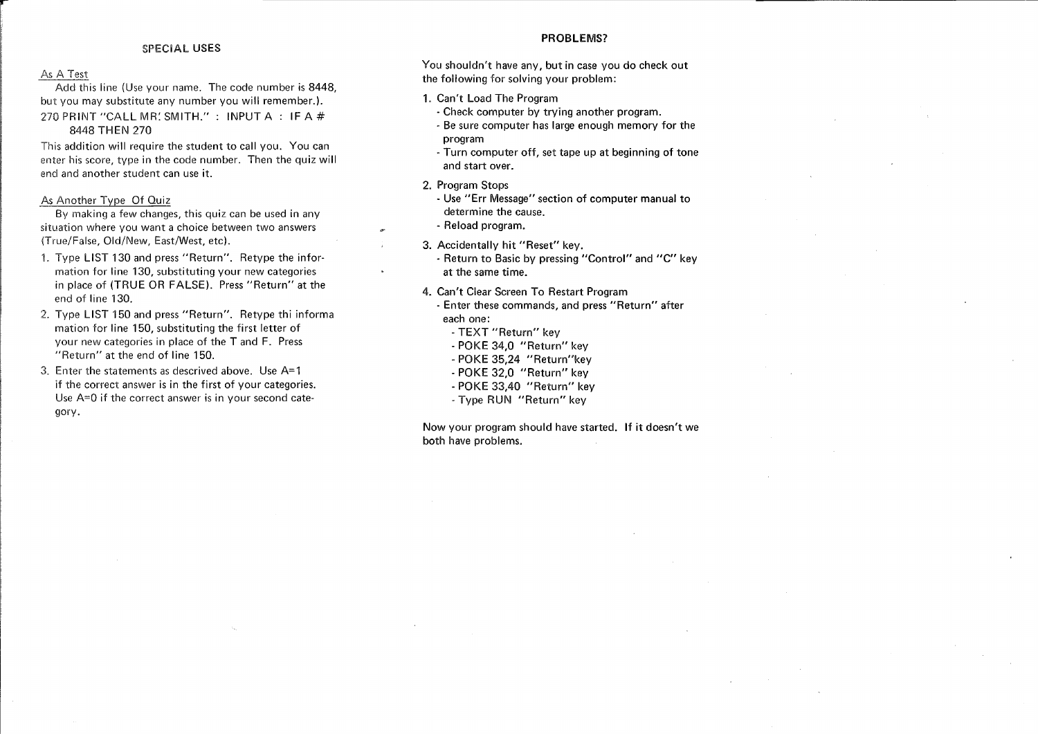## SPECIAL USES

### As A Test

Add this line (Use your name. The code number is 8448, but you may substitute any number you will remember.).

```
270 PRINT "CALL MR. SMITH." : INPUT A : IF A #
    8448 THEN 270
```

This addition will require the student to call you. You can enter his score, type in the code number. Then the quiz will end and another student can use it.

### As Another Type Of Quiz

By making a few changes, this quiz can be used in any situation where you want a choice between two answers (True/False, Old/New, East/West, etc).

1. Type LIST 130 and press "Return". Retype the information for line 130, substituting your new categories in place of (TRUE OR FALSE). Press "Return" at the end of line 130.
2. Type LIST 150 and press "Return". Retype thi informa mation for line 150, substituting the first letter of your new categories in place of the T and F. Press "Return" at the end of line 150.
3. Enter the statements as descrived above. Use A=1 if the correct answer is in the first of your categories. Use A=0 if the correct answer is in your second category.

## PROBLEMS?

You shouldn't have any, but in case you do check out the following for solving your problem:

1. Can't Load The Program
   - Check computer by trying another program.
   - Be sure computer has large enough memory for the program
   - Turn computer off, set tape up at beginning of tone and start over.
2. Program Stops
   - Use "Err Message" section of computer manual to determine the cause.
   - Reload program.
3. Accidentally hit "Reset" key.
   - Return to Basic by pressing "Control" and "C" key at the same time.
4. Can't Clear Screen To Restart Program
   - Enter these commands, and press "Return" after each one:
     - TEXT "Return" key
     - POKE 34,0 "Return" key
     - POKE 35,24 "Return"key
     - POKE 32,0 "Return" key
     - POKE 33,40 "Return" key
     - Type RUN "Return" key

Now your program should have started. If it doesn't we both have problems.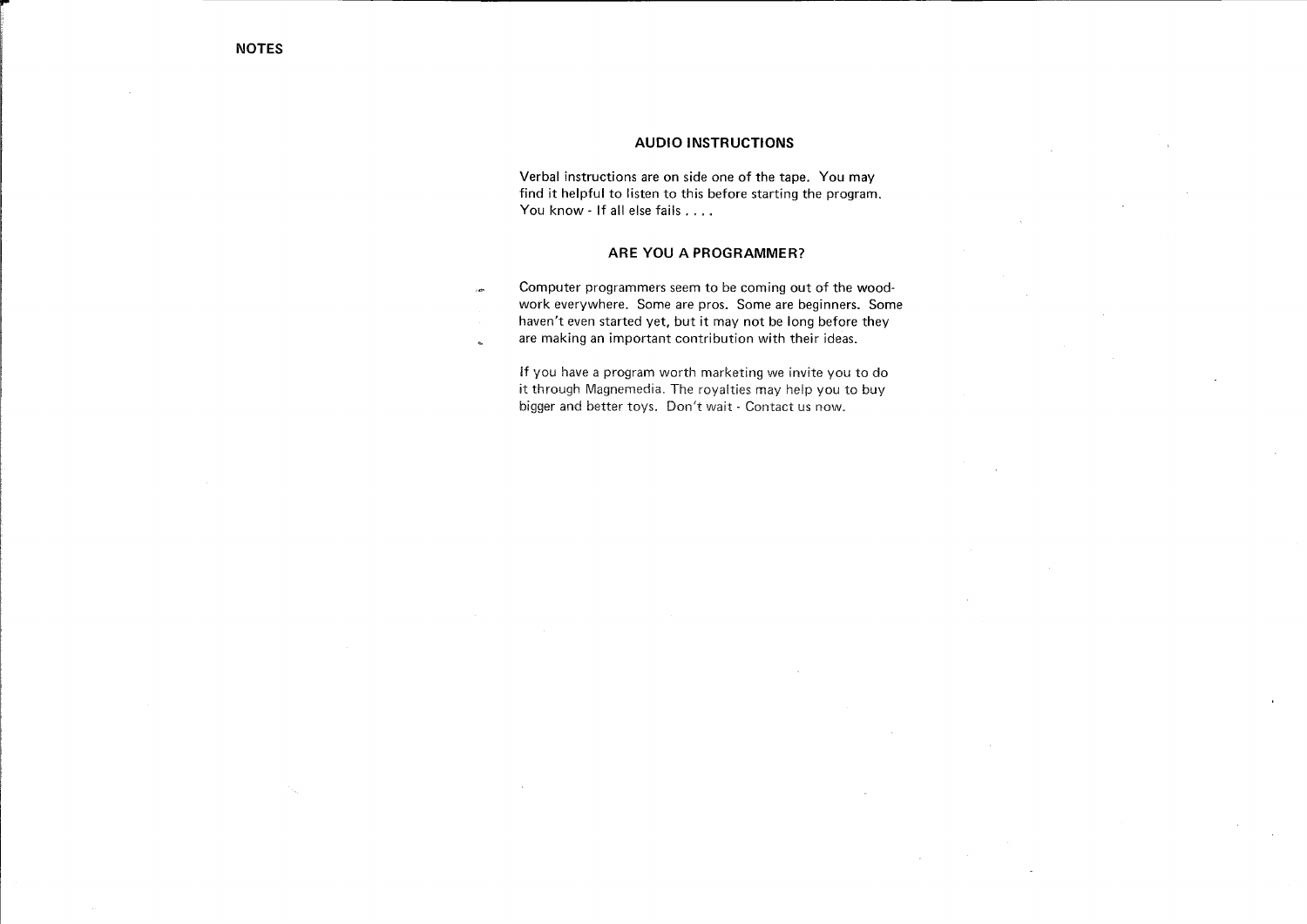NOTES

## AUDIO INSTRUCTIONS

Verbal instructions are on side one of the tape. You may find it helpful to listen to this before starting the program. You know - If all else fails . . . .

## ARE YOU A PROGRAMMER?

Computer programmers seem to be coming out of the woodwork everywhere. Some are pros. Some are beginners. Some haven't even started yet, but it may not be long before they are making an important contribution with their ideas.

If you have a program worth marketing we invite you to do it through Magnemedia. The royalties may help you to buy bigger and better toys. Don't wait - Contact us now.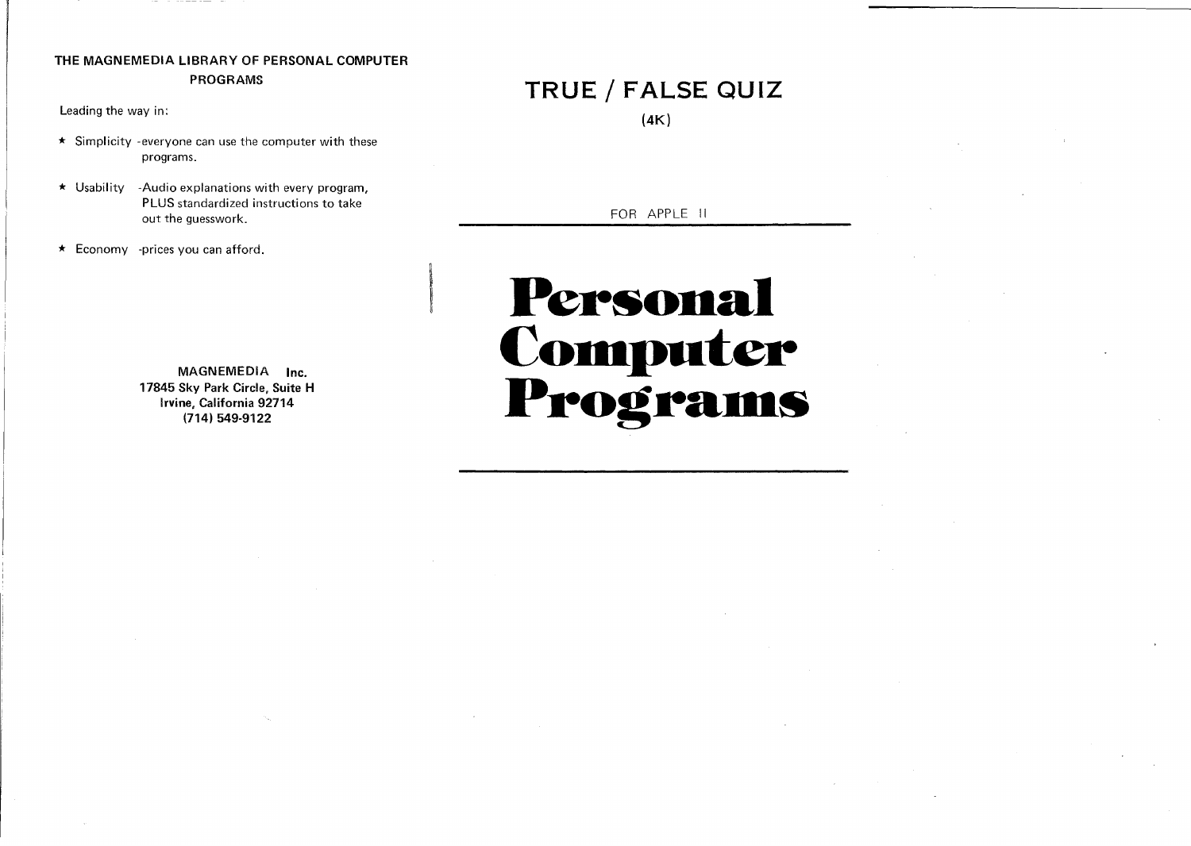**THE MAGNEMEDIA LIBRARY OF PERSONAL COMPUTER PROGRAMS**

Leading the way in:

- ★ Simplicity -everyone can use the computer with these programs.
- ★ Usability -Audio explanations with every program, PLUS standardized instructions to take out the guesswork.
- ★ Economy -prices you can afford.

**MAGNEMEDIA Inc.**
**17845 Sky Park Circle, Suite H**
**Irvine, California 92714**
**(714) 549-9122**

# TRUE / FALSE QUIZ

**(4K)**

FOR APPLE II

# Personal Computer Programs